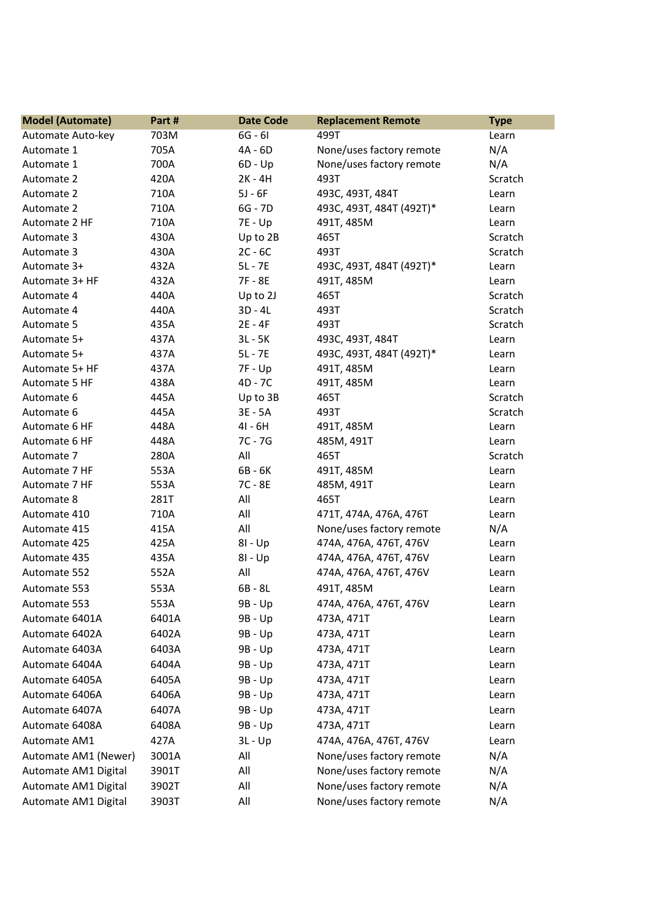| Model (Automate) | Part # | Date Code | Replacement Remote | Type |
|---|---|---|---|---|
| Automate Auto-key | 703M | 6G - 6I | 499T | Learn |
| Automate 1 | 705A | 4A - 6D | None/uses factory remote | N/A |
| Automate 1 | 700A | 6D - Up | None/uses factory remote | N/A |
| Automate 2 | 420A | 2K - 4H | 493T | Scratch |
| Automate 2 | 710A | 5J - 6F | 493C, 493T, 484T | Learn |
| Automate 2 | 710A | 6G - 7D | 493C, 493T, 484T (492T)* | Learn |
| Automate 2 HF | 710A | 7E - Up | 491T, 485M | Learn |
| Automate 3 | 430A | Up to 2B | 465T | Scratch |
| Automate 3 | 430A | 2C - 6C | 493T | Scratch |
| Automate 3+ | 432A | 5L - 7E | 493C, 493T, 484T (492T)* | Learn |
| Automate 3+ HF | 432A | 7F - 8E | 491T, 485M | Learn |
| Automate 4 | 440A | Up to 2J | 465T | Scratch |
| Automate 4 | 440A | 3D - 4L | 493T | Scratch |
| Automate 5 | 435A | 2E - 4F | 493T | Scratch |
| Automate 5+ | 437A | 3L - 5K | 493C, 493T, 484T | Learn |
| Automate 5+ | 437A | 5L - 7E | 493C, 493T, 484T (492T)* | Learn |
| Automate 5+ HF | 437A | 7F - Up | 491T, 485M | Learn |
| Automate 5 HF | 438A | 4D - 7C | 491T, 485M | Learn |
| Automate 6 | 445A | Up to 3B | 465T | Scratch |
| Automate 6 | 445A | 3E - 5A | 493T | Scratch |
| Automate 6 HF | 448A | 4I - 6H | 491T, 485M | Learn |
| Automate 6 HF | 448A | 7C - 7G | 485M, 491T | Learn |
| Automate 7 | 280A | All | 465T | Scratch |
| Automate 7 HF | 553A | 6B - 6K | 491T, 485M | Learn |
| Automate 7 HF | 553A | 7C - 8E | 485M, 491T | Learn |
| Automate 8 | 281T | All | 465T | Learn |
| Automate 410 | 710A | All | 471T, 474A, 476A, 476T | Learn |
| Automate 415 | 415A | All | None/uses factory remote | N/A |
| Automate 425 | 425A | 8I - Up | 474A, 476A, 476T, 476V | Learn |
| Automate 435 | 435A | 8I - Up | 474A, 476A, 476T, 476V | Learn |
| Automate 552 | 552A | All | 474A, 476A, 476T, 476V | Learn |
| Automate 553 | 553A | 6B - 8L | 491T, 485M | Learn |
| Automate 553 | 553A | 9B - Up | 474A, 476A, 476T, 476V | Learn |
| Automate 6401A | 6401A | 9B - Up | 473A, 471T | Learn |
| Automate 6402A | 6402A | 9B - Up | 473A, 471T | Learn |
| Automate 6403A | 6403A | 9B - Up | 473A, 471T | Learn |
| Automate 6404A | 6404A | 9B - Up | 473A, 471T | Learn |
| Automate 6405A | 6405A | 9B - Up | 473A, 471T | Learn |
| Automate 6406A | 6406A | 9B - Up | 473A, 471T | Learn |
| Automate 6407A | 6407A | 9B - Up | 473A, 471T | Learn |
| Automate 6408A | 6408A | 9B - Up | 473A, 471T | Learn |
| Automate AM1 | 427A | 3L - Up | 474A, 476A, 476T, 476V | Learn |
| Automate AM1 (Newer) | 3001A | All | None/uses factory remote | N/A |
| Automate AM1 Digital | 3901T | All | None/uses factory remote | N/A |
| Automate AM1 Digital | 3902T | All | None/uses factory remote | N/A |
| Automate AM1 Digital | 3903T | All | None/uses factory remote | N/A |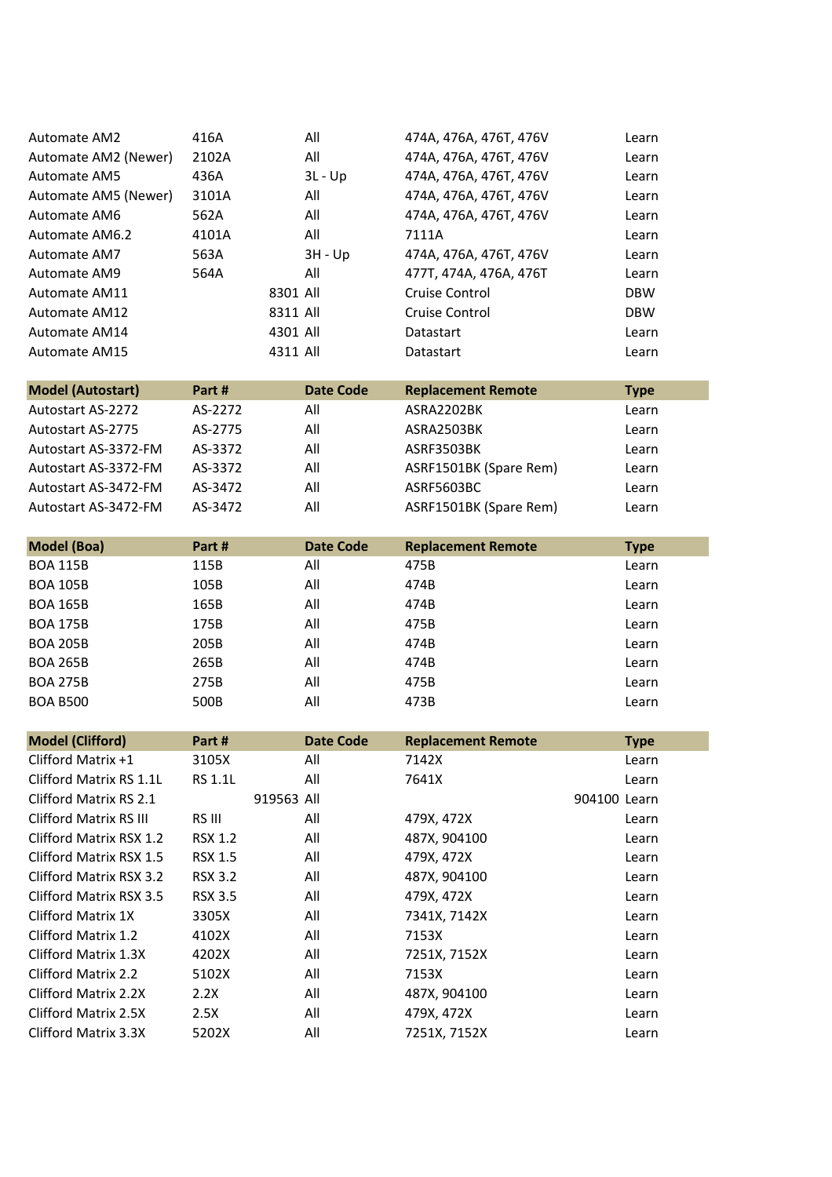| | | | | |
|---|---|---|---|---|
| Automate AM2 | 416A | All | 474A, 476A, 476T, 476V | Learn |
| Automate AM2 (Newer) | 2102A | All | 474A, 476A, 476T, 476V | Learn |
| Automate AM5 | 436A | 3L - Up | 474A, 476A, 476T, 476V | Learn |
| Automate AM5 (Newer) | 3101A | All | 474A, 476A, 476T, 476V | Learn |
| Automate AM6 | 562A | All | 474A, 476A, 476T, 476V | Learn |
| Automate AM6.2 | 4101A | All | 7111A | Learn |
| Automate AM7 | 563A | 3H - Up | 474A, 476A, 476T, 476V | Learn |
| Automate AM9 | 564A | All | 477T, 474A, 476A, 476T | Learn |
| Automate AM11 | 8301 | All | Cruise Control | DBW |
| Automate AM12 | 8311 | All | Cruise Control | DBW |
| Automate AM14 | 4301 | All | Datastart | Learn |
| Automate AM15 | 4311 | All | Datastart | Learn |

| Model (Autostart) | Part # | Date Code | Replacement Remote | Type |
|---|---|---|---|---|
| Autostart AS-2272 | AS-2272 | All | ASRA2202BK | Learn |
| Autostart AS-2775 | AS-2775 | All | ASRA2503BK | Learn |
| Autostart AS-3372-FM | AS-3372 | All | ASRF3503BK | Learn |
| Autostart AS-3372-FM | AS-3372 | All | ASRF1501BK (Spare Rem) | Learn |
| Autostart AS-3472-FM | AS-3472 | All | ASRF5603BC | Learn |
| Autostart AS-3472-FM | AS-3472 | All | ASRF1501BK (Spare Rem) | Learn |

| Model (Boa) | Part # | Date Code | Replacement Remote | Type |
|---|---|---|---|---|
| BOA 115B | 115B | All | 475B | Learn |
| BOA 105B | 105B | All | 474B | Learn |
| BOA 165B | 165B | All | 474B | Learn |
| BOA 175B | 175B | All | 475B | Learn |
| BOA 205B | 205B | All | 474B | Learn |
| BOA 265B | 265B | All | 474B | Learn |
| BOA 275B | 275B | All | 475B | Learn |
| BOA B500 | 500B | All | 473B | Learn |

| Model (Clifford) | Part # | Date Code | Replacement Remote | Type |
|---|---|---|---|---|
| Clifford Matrix +1 | 3105X | All | 7142X | Learn |
| Clifford Matrix RS 1.1L | RS 1.1L | All | 7641X | Learn |
| Clifford Matrix RS 2.1 | 919563 | All | 904100 | Learn |
| Clifford Matrix RS III | RS III | All | 479X, 472X | Learn |
| Clifford Matrix RSX 1.2 | RSX 1.2 | All | 487X, 904100 | Learn |
| Clifford Matrix RSX 1.5 | RSX 1.5 | All | 479X, 472X | Learn |
| Clifford Matrix RSX 3.2 | RSX 3.2 | All | 487X, 904100 | Learn |
| Clifford Matrix RSX 3.5 | RSX 3.5 | All | 479X, 472X | Learn |
| Clifford Matrix 1X | 3305X | All | 7341X, 7142X | Learn |
| Clifford Matrix 1.2 | 4102X | All | 7153X | Learn |
| Clifford Matrix 1.3X | 4202X | All | 7251X, 7152X | Learn |
| Clifford Matrix 2.2 | 5102X | All | 7153X | Learn |
| Clifford Matrix 2.2X | 2.2X | All | 487X, 904100 | Learn |
| Clifford Matrix 2.5X | 2.5X | All | 479X, 472X | Learn |
| Clifford Matrix 3.3X | 5202X | All | 7251X, 7152X | Learn |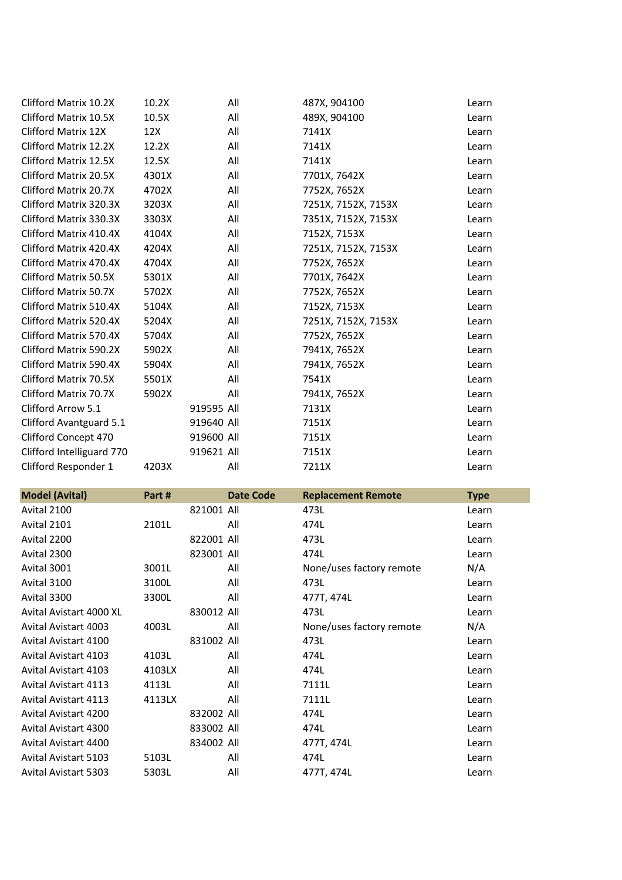| | | | | |
|---|---|---|---|---|
| Clifford Matrix 10.2X | 10.2X | All | 487X, 904100 | Learn |
| Clifford Matrix 10.5X | 10.5X | All | 489X, 904100 | Learn |
| Clifford Matrix 12X | 12X | All | 7141X | Learn |
| Clifford Matrix 12.2X | 12.2X | All | 7141X | Learn |
| Clifford Matrix 12.5X | 12.5X | All | 7141X | Learn |
| Clifford Matrix 20.5X | 4301X | All | 7701X, 7642X | Learn |
| Clifford Matrix 20.7X | 4702X | All | 7752X, 7652X | Learn |
| Clifford Matrix 320.3X | 3203X | All | 7251X, 7152X, 7153X | Learn |
| Clifford Matrix 330.3X | 3303X | All | 7351X, 7152X, 7153X | Learn |
| Clifford Matrix 410.4X | 4104X | All | 7152X, 7153X | Learn |
| Clifford Matrix 420.4X | 4204X | All | 7251X, 7152X, 7153X | Learn |
| Clifford Matrix 470.4X | 4704X | All | 7752X, 7652X | Learn |
| Clifford Matrix 50.5X | 5301X | All | 7701X, 7642X | Learn |
| Clifford Matrix 50.7X | 5702X | All | 7752X, 7652X | Learn |
| Clifford Matrix 510.4X | 5104X | All | 7152X, 7153X | Learn |
| Clifford Matrix 520.4X | 5204X | All | 7251X, 7152X, 7153X | Learn |
| Clifford Matrix 570.4X | 5704X | All | 7752X, 7652X | Learn |
| Clifford Matrix 590.2X | 5902X | All | 7941X, 7652X | Learn |
| Clifford Matrix 590.4X | 5904X | All | 7941X, 7652X | Learn |
| Clifford Matrix 70.5X | 5501X | All | 7541X | Learn |
| Clifford Matrix 70.7X | 5902X | All | 7941X, 7652X | Learn |
| Clifford Arrow 5.1 | 919595 | All | 7131X | Learn |
| Clifford Avantguard 5.1 | 919640 | All | 7151X | Learn |
| Clifford Concept 470 | 919600 | All | 7151X | Learn |
| Clifford Intelliguard 770 | 919621 | All | 7151X | Learn |
| Clifford Responder 1 | 4203X | All | 7211X | Learn |

| Model (Avital) | Part # | Date Code | Replacement Remote | Type |
|---|---|---|---|---|
| Avital 2100 | 821001 | All | 473L | Learn |
| Avital 2101 | 2101L | All | 474L | Learn |
| Avital 2200 | 822001 | All | 473L | Learn |
| Avital 2300 | 823001 | All | 474L | Learn |
| Avital 3001 | 3001L | All | None/uses factory remote | N/A |
| Avital 3100 | 3100L | All | 473L | Learn |
| Avital 3300 | 3300L | All | 477T, 474L | Learn |
| Avital Avistart 4000 XL | 830012 | All | 473L | Learn |
| Avital Avistart 4003 | 4003L | All | None/uses factory remote | N/A |
| Avital Avistart 4100 | 831002 | All | 473L | Learn |
| Avital Avistart 4103 | 4103L | All | 474L | Learn |
| Avital Avistart 4103 | 4103LX | All | 474L | Learn |
| Avital Avistart 4113 | 4113L | All | 7111L | Learn |
| Avital Avistart 4113 | 4113LX | All | 7111L | Learn |
| Avital Avistart 4200 | 832002 | All | 474L | Learn |
| Avital Avistart 4300 | 833002 | All | 474L | Learn |
| Avital Avistart 4400 | 834002 | All | 477T, 474L | Learn |
| Avital Avistart 5103 | 5103L | All | 474L | Learn |
| Avital Avistart 5303 | 5303L | All | 477T, 474L | Learn |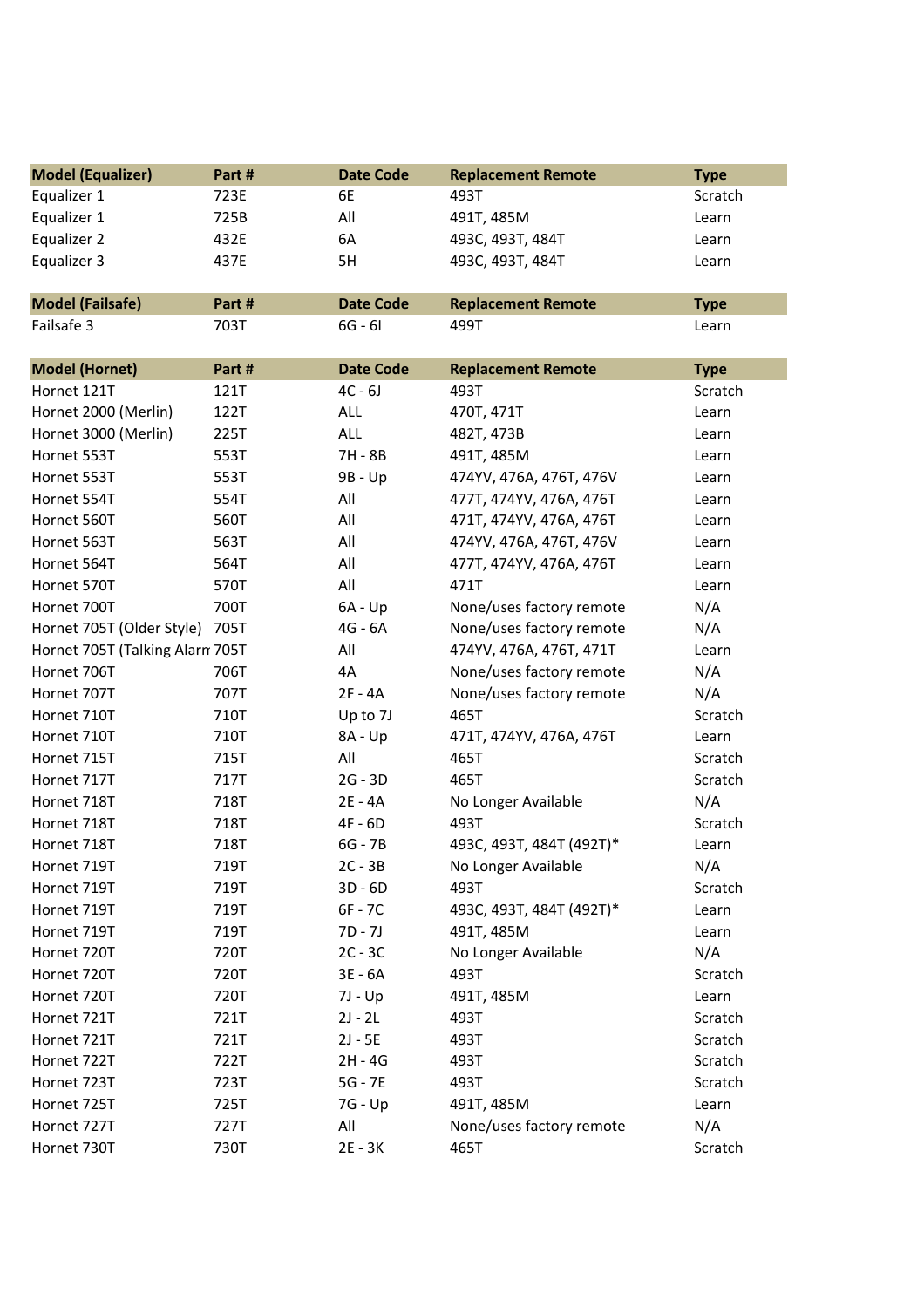| Model (Equalizer) | Part # | Date Code | Replacement Remote | Type |
|---|---|---|---|---|
| Equalizer 1 | 723E | 6E | 493T | Scratch |
| Equalizer 1 | 725B | All | 491T, 485M | Learn |
| Equalizer 2 | 432E | 6A | 493C, 493T, 484T | Learn |
| Equalizer 3 | 437E | 5H | 493C, 493T, 484T | Learn |

| Model (Failsafe) | Part # | Date Code | Replacement Remote | Type |
|---|---|---|---|---|
| Failsafe 3 | 703T | 6G - 6I | 499T | Learn |

| Model (Hornet) | Part # | Date Code | Replacement Remote | Type |
|---|---|---|---|---|
| Hornet 121T | 121T | 4C - 6J | 493T | Scratch |
| Hornet 2000 (Merlin) | 122T | ALL | 470T, 471T | Learn |
| Hornet 3000 (Merlin) | 225T | ALL | 482T, 473B | Learn |
| Hornet 553T | 553T | 7H - 8B | 491T, 485M | Learn |
| Hornet 553T | 553T | 9B - Up | 474YV, 476A, 476T, 476V | Learn |
| Hornet 554T | 554T | All | 477T, 474YV, 476A, 476T | Learn |
| Hornet 560T | 560T | All | 471T, 474YV, 476A, 476T | Learn |
| Hornet 563T | 563T | All | 474YV, 476A, 476T, 476V | Learn |
| Hornet 564T | 564T | All | 477T, 474YV, 476A, 476T | Learn |
| Hornet 570T | 570T | All | 471T | Learn |
| Hornet 700T | 700T | 6A - Up | None/uses factory remote | N/A |
| Hornet 705T (Older Style) | 705T | 4G - 6A | None/uses factory remote | N/A |
| Hornet 705T (Talking Alarm | 705T | All | 474YV, 476A, 476T, 471T | Learn |
| Hornet 706T | 706T | 4A | None/uses factory remote | N/A |
| Hornet 707T | 707T | 2F - 4A | None/uses factory remote | N/A |
| Hornet 710T | 710T | Up to 7J | 465T | Scratch |
| Hornet 710T | 710T | 8A - Up | 471T, 474YV, 476A, 476T | Learn |
| Hornet 715T | 715T | All | 465T | Scratch |
| Hornet 717T | 717T | 2G - 3D | 465T | Scratch |
| Hornet 718T | 718T | 2E - 4A | No Longer Available | N/A |
| Hornet 718T | 718T | 4F - 6D | 493T | Scratch |
| Hornet 718T | 718T | 6G - 7B | 493C, 493T, 484T (492T)* | Learn |
| Hornet 719T | 719T | 2C - 3B | No Longer Available | N/A |
| Hornet 719T | 719T | 3D - 6D | 493T | Scratch |
| Hornet 719T | 719T | 6F - 7C | 493C, 493T, 484T (492T)* | Learn |
| Hornet 719T | 719T | 7D - 7J | 491T, 485M | Learn |
| Hornet 720T | 720T | 2C - 3C | No Longer Available | N/A |
| Hornet 720T | 720T | 3E - 6A | 493T | Scratch |
| Hornet 720T | 720T | 7J - Up | 491T, 485M | Learn |
| Hornet 721T | 721T | 2J - 2L | 493T | Scratch |
| Hornet 721T | 721T | 2J - 5E | 493T | Scratch |
| Hornet 722T | 722T | 2H - 4G | 493T | Scratch |
| Hornet 723T | 723T | 5G - 7E | 493T | Scratch |
| Hornet 725T | 725T | 7G - Up | 491T, 485M | Learn |
| Hornet 727T | 727T | All | None/uses factory remote | N/A |
| Hornet 730T | 730T | 2E - 3K | 465T | Scratch |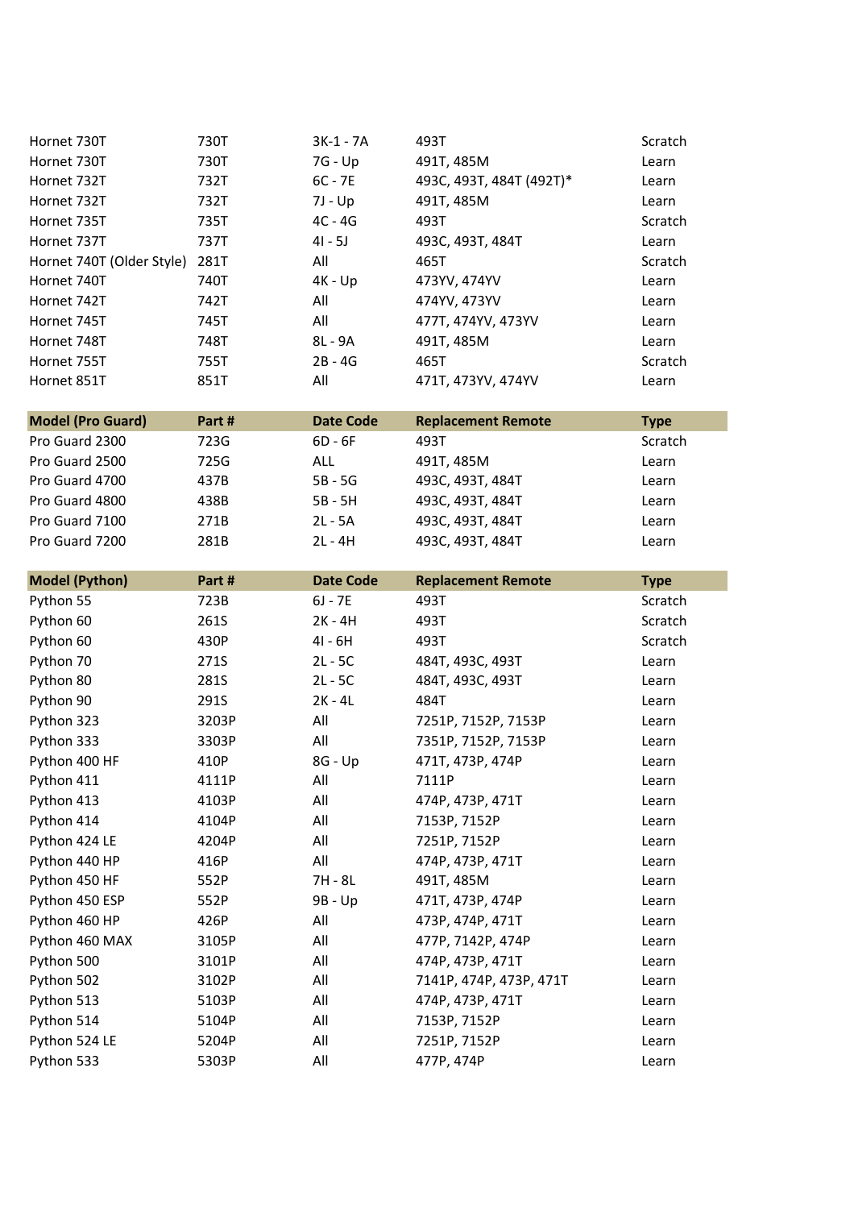| | | | | |
|---|---|---|---|---|
| Hornet 730T | 730T | 3K-1 - 7A | 493T | Scratch |
| Hornet 730T | 730T | 7G - Up | 491T, 485M | Learn |
| Hornet 732T | 732T | 6C - 7E | 493C, 493T, 484T (492T)* | Learn |
| Hornet 732T | 732T | 7J - Up | 491T, 485M | Learn |
| Hornet 735T | 735T | 4C - 4G | 493T | Scratch |
| Hornet 737T | 737T | 4I - 5J | 493C, 493T, 484T | Learn |
| Hornet 740T (Older Style) | 281T | All | 465T | Scratch |
| Hornet 740T | 740T | 4K - Up | 473YV, 474YV | Learn |
| Hornet 742T | 742T | All | 474YV, 473YV | Learn |
| Hornet 745T | 745T | All | 477T, 474YV, 473YV | Learn |
| Hornet 748T | 748T | 8L - 9A | 491T, 485M | Learn |
| Hornet 755T | 755T | 2B - 4G | 465T | Scratch |
| Hornet 851T | 851T | All | 471T, 473YV, 474YV | Learn |

| Model (Pro Guard) | Part # | Date Code | Replacement Remote | Type |
|---|---|---|---|---|
| Pro Guard 2300 | 723G | 6D - 6F | 493T | Scratch |
| Pro Guard 2500 | 725G | ALL | 491T, 485M | Learn |
| Pro Guard 4700 | 437B | 5B - 5G | 493C, 493T, 484T | Learn |
| Pro Guard 4800 | 438B | 5B - 5H | 493C, 493T, 484T | Learn |
| Pro Guard 7100 | 271B | 2L - 5A | 493C, 493T, 484T | Learn |
| Pro Guard 7200 | 281B | 2L - 4H | 493C, 493T, 484T | Learn |

| Model (Python) | Part # | Date Code | Replacement Remote | Type |
|---|---|---|---|---|
| Python 55 | 723B | 6J - 7E | 493T | Scratch |
| Python 60 | 261S | 2K - 4H | 493T | Scratch |
| Python 60 | 430P | 4I - 6H | 493T | Scratch |
| Python 70 | 271S | 2L - 5C | 484T, 493C, 493T | Learn |
| Python 80 | 281S | 2L - 5C | 484T, 493C, 493T | Learn |
| Python 90 | 291S | 2K - 4L | 484T | Learn |
| Python 323 | 3203P | All | 7251P, 7152P, 7153P | Learn |
| Python 333 | 3303P | All | 7351P, 7152P, 7153P | Learn |
| Python 400 HF | 410P | 8G - Up | 471T, 473P, 474P | Learn |
| Python 411 | 4111P | All | 7111P | Learn |
| Python 413 | 4103P | All | 474P, 473P, 471T | Learn |
| Python 414 | 4104P | All | 7153P, 7152P | Learn |
| Python 424 LE | 4204P | All | 7251P, 7152P | Learn |
| Python 440 HP | 416P | All | 474P, 473P, 471T | Learn |
| Python 450 HF | 552P | 7H - 8L | 491T, 485M | Learn |
| Python 450 ESP | 552P | 9B - Up | 471T, 473P, 474P | Learn |
| Python 460 HP | 426P | All | 473P, 474P, 471T | Learn |
| Python 460 MAX | 3105P | All | 477P, 7142P, 474P | Learn |
| Python 500 | 3101P | All | 474P, 473P, 471T | Learn |
| Python 502 | 3102P | All | 7141P, 474P, 473P, 471T | Learn |
| Python 513 | 5103P | All | 474P, 473P, 471T | Learn |
| Python 514 | 5104P | All | 7153P, 7152P | Learn |
| Python 524 LE | 5204P | All | 7251P, 7152P | Learn |
| Python 533 | 5303P | All | 477P, 474P | Learn |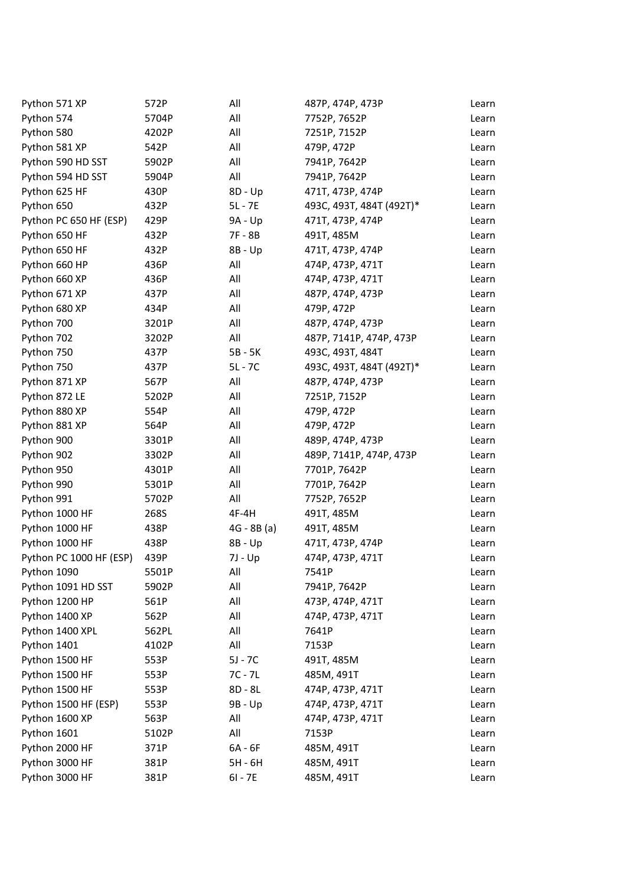| | | | | |
|---|---|---|---|---|
| Python 571 XP | 572P | All | 487P, 474P, 473P | Learn |
| Python 574 | 5704P | All | 7752P, 7652P | Learn |
| Python 580 | 4202P | All | 7251P, 7152P | Learn |
| Python 581 XP | 542P | All | 479P, 472P | Learn |
| Python 590 HD SST | 5902P | All | 7941P, 7642P | Learn |
| Python 594 HD SST | 5904P | All | 7941P, 7642P | Learn |
| Python 625 HF | 430P | 8D - Up | 471T, 473P, 474P | Learn |
| Python 650 | 432P | 5L - 7E | 493C, 493T, 484T (492T)* | Learn |
| Python PC 650 HF (ESP) | 429P | 9A - Up | 471T, 473P, 474P | Learn |
| Python 650 HF | 432P | 7F - 8B | 491T, 485M | Learn |
| Python 650 HF | 432P | 8B - Up | 471T, 473P, 474P | Learn |
| Python 660 HP | 436P | All | 474P, 473P, 471T | Learn |
| Python 660 XP | 436P | All | 474P, 473P, 471T | Learn |
| Python 671 XP | 437P | All | 487P, 474P, 473P | Learn |
| Python 680 XP | 434P | All | 479P, 472P | Learn |
| Python 700 | 3201P | All | 487P, 474P, 473P | Learn |
| Python 702 | 3202P | All | 487P, 7141P, 474P, 473P | Learn |
| Python 750 | 437P | 5B - 5K | 493C, 493T, 484T | Learn |
| Python 750 | 437P | 5L - 7C | 493C, 493T, 484T (492T)* | Learn |
| Python 871 XP | 567P | All | 487P, 474P, 473P | Learn |
| Python 872 LE | 5202P | All | 7251P, 7152P | Learn |
| Python 880 XP | 554P | All | 479P, 472P | Learn |
| Python 881 XP | 564P | All | 479P, 472P | Learn |
| Python 900 | 3301P | All | 489P, 474P, 473P | Learn |
| Python 902 | 3302P | All | 489P, 7141P, 474P, 473P | Learn |
| Python 950 | 4301P | All | 7701P, 7642P | Learn |
| Python 990 | 5301P | All | 7701P, 7642P | Learn |
| Python 991 | 5702P | All | 7752P, 7652P | Learn |
| Python 1000 HF | 268S | 4F-4H | 491T, 485M | Learn |
| Python 1000 HF | 438P | 4G - 8B (a) | 491T, 485M | Learn |
| Python 1000 HF | 438P | 8B - Up | 471T, 473P, 474P | Learn |
| Python PC 1000 HF (ESP) | 439P | 7J - Up | 474P, 473P, 471T | Learn |
| Python 1090 | 5501P | All | 7541P | Learn |
| Python 1091 HD SST | 5902P | All | 7941P, 7642P | Learn |
| Python 1200 HP | 561P | All | 473P, 474P, 471T | Learn |
| Python 1400 XP | 562P | All | 474P, 473P, 471T | Learn |
| Python 1400 XPL | 562PL | All | 7641P | Learn |
| Python 1401 | 4102P | All | 7153P | Learn |
| Python 1500 HF | 553P | 5J - 7C | 491T, 485M | Learn |
| Python 1500 HF | 553P | 7C - 7L | 485M, 491T | Learn |
| Python 1500 HF | 553P | 8D - 8L | 474P, 473P, 471T | Learn |
| Python 1500 HF (ESP) | 553P | 9B - Up | 474P, 473P, 471T | Learn |
| Python 1600 XP | 563P | All | 474P, 473P, 471T | Learn |
| Python 1601 | 5102P | All | 7153P | Learn |
| Python 2000 HF | 371P | 6A - 6F | 485M, 491T | Learn |
| Python 3000 HF | 381P | 5H - 6H | 485M, 491T | Learn |
| Python 3000 HF | 381P | 6I - 7E | 485M, 491T | Learn |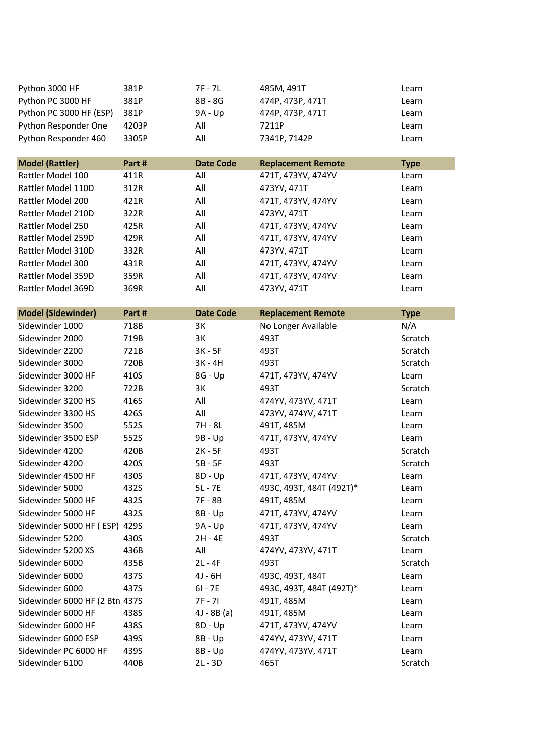| | | | | |
|---|---|---|---|---|
| Python 3000 HF | 381P | 7F - 7L | 485M, 491T | Learn |
| Python PC 3000 HF | 381P | 8B - 8G | 474P, 473P, 471T | Learn |
| Python PC 3000 HF (ESP) | 381P | 9A - Up | 474P, 473P, 471T | Learn |
| Python Responder One | 4203P | All | 7211P | Learn |
| Python Responder 460 | 3305P | All | 7341P, 7142P | Learn |

| **Model (Rattler)** | **Part #** | **Date Code** | **Replacement Remote** | **Type** |
|---|---|---|---|---|
| Rattler Model 100 | 411R | All | 471T, 473YV, 474YV | Learn |
| Rattler Model 110D | 312R | All | 473YV, 471T | Learn |
| Rattler Model 200 | 421R | All | 471T, 473YV, 474YV | Learn |
| Rattler Model 210D | 322R | All | 473YV, 471T | Learn |
| Rattler Model 250 | 425R | All | 471T, 473YV, 474YV | Learn |
| Rattler Model 259D | 429R | All | 471T, 473YV, 474YV | Learn |
| Rattler Model 310D | 332R | All | 473YV, 471T | Learn |
| Rattler Model 300 | 431R | All | 471T, 473YV, 474YV | Learn |
| Rattler Model 359D | 359R | All | 471T, 473YV, 474YV | Learn |
| Rattler Model 369D | 369R | All | 473YV, 471T | Learn |

| **Model (Sidewinder)** | **Part #** | **Date Code** | **Replacement Remote** | **Type** |
|---|---|---|---|---|
| Sidewinder 1000 | 718B | 3K | No Longer Available | N/A |
| Sidewinder 2000 | 719B | 3K | 493T | Scratch |
| Sidewinder 2200 | 721B | 3K - 5F | 493T | Scratch |
| Sidewinder 3000 | 720B | 3K - 4H | 493T | Scratch |
| Sidewinder 3000 HF | 410S | 8G - Up | 471T, 473YV, 474YV | Learn |
| Sidewinder 3200 | 722B | 3K | 493T | Scratch |
| Sidewinder 3200 HS | 416S | All | 474YV, 473YV, 471T | Learn |
| Sidewinder 3300 HS | 426S | All | 473YV, 474YV, 471T | Learn |
| Sidewinder 3500 | 552S | 7H - 8L | 491T, 485M | Learn |
| Sidewinder 3500 ESP | 552S | 9B - Up | 471T, 473YV, 474YV | Learn |
| Sidewinder 4200 | 420B | 2K - 5F | 493T | Scratch |
| Sidewinder 4200 | 420S | 5B - 5F | 493T | Scratch |
| Sidewinder 4500 HF | 430S | 8D - Up | 471T, 473YV, 474YV | Learn |
| Sidewinder 5000 | 432S | 5L - 7E | 493C, 493T, 484T (492T)* | Learn |
| Sidewinder 5000 HF | 432S | 7F - 8B | 491T, 485M | Learn |
| Sidewinder 5000 HF | 432S | 8B - Up | 471T, 473YV, 474YV | Learn |
| Sidewinder 5000 HF ( ESP) | 429S | 9A - Up | 471T, 473YV, 474YV | Learn |
| Sidewinder 5200 | 430S | 2H - 4E | 493T | Scratch |
| Sidewinder 5200 XS | 436B | All | 474YV, 473YV, 471T | Learn |
| Sidewinder 6000 | 435B | 2L - 4F | 493T | Scratch |
| Sidewinder 6000 | 437S | 4J - 6H | 493C, 493T, 484T | Learn |
| Sidewinder 6000 | 437S | 6I - 7E | 493C, 493T, 484T (492T)* | Learn |
| Sidewinder 6000 HF (2 Btn | 437S | 7F - 7I | 491T, 485M | Learn |
| Sidewinder 6000 HF | 438S | 4J - 8B (a) | 491T, 485M | Learn |
| Sidewinder 6000 HF | 438S | 8D - Up | 471T, 473YV, 474YV | Learn |
| Sidewinder 6000 ESP | 439S | 8B - Up | 474YV, 473YV, 471T | Learn |
| Sidewinder PC 6000 HF | 439S | 8B - Up | 474YV, 473YV, 471T | Learn |
| Sidewinder 6100 | 440B | 2L - 3D | 465T | Scratch |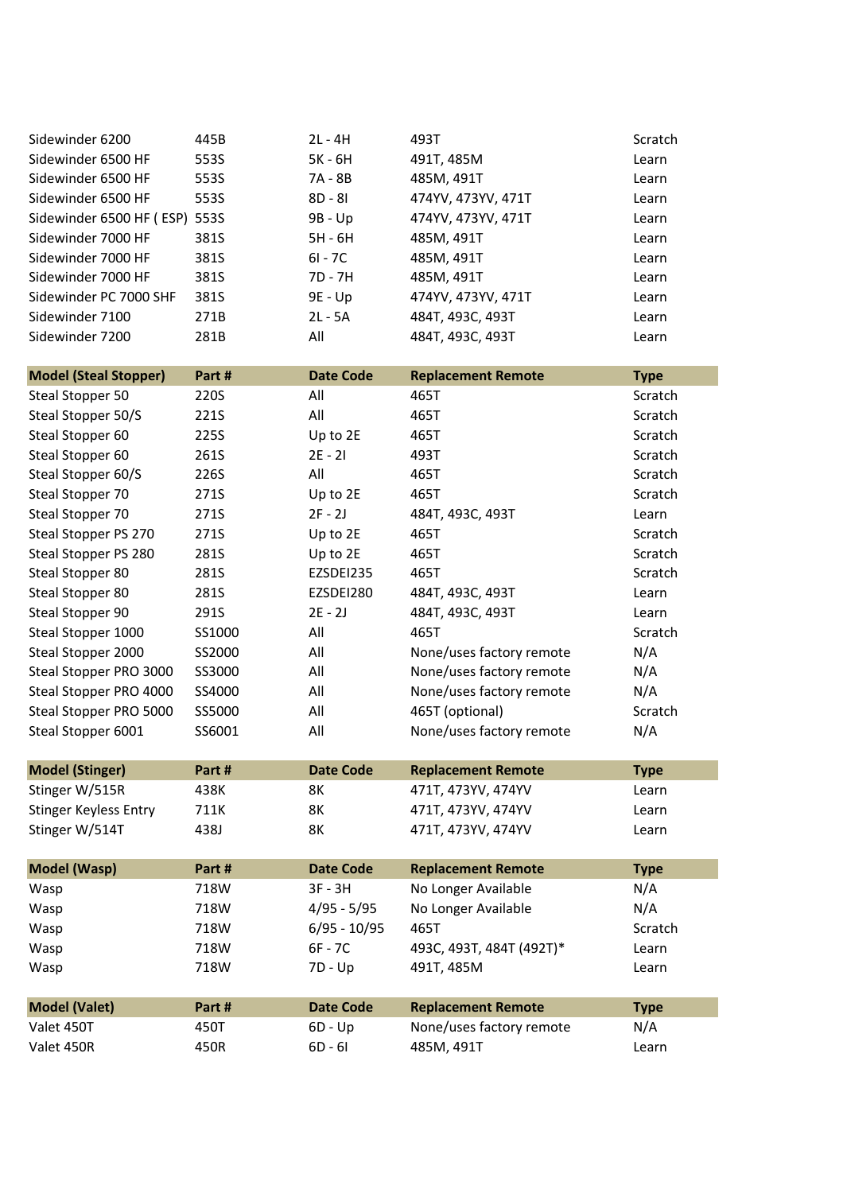| | | | | |
|---|---|---|---|---|
| Sidewinder 6200 | 445B | 2L - 4H | 493T | Scratch |
| Sidewinder 6500 HF | 553S | 5K - 6H | 491T, 485M | Learn |
| Sidewinder 6500 HF | 553S | 7A - 8B | 485M, 491T | Learn |
| Sidewinder 6500 HF | 553S | 8D - 8I | 474YV, 473YV, 471T | Learn |
| Sidewinder 6500 HF ( ESP) | 553S | 9B - Up | 474YV, 473YV, 471T | Learn |
| Sidewinder 7000 HF | 381S | 5H - 6H | 485M, 491T | Learn |
| Sidewinder 7000 HF | 381S | 6I - 7C | 485M, 491T | Learn |
| Sidewinder 7000 HF | 381S | 7D - 7H | 485M, 491T | Learn |
| Sidewinder PC 7000 SHF | 381S | 9E - Up | 474YV, 473YV, 471T | Learn |
| Sidewinder 7100 | 271B | 2L - 5A | 484T, 493C, 493T | Learn |
| Sidewinder 7200 | 281B | All | 484T, 493C, 493T | Learn |

| Model (Steal Stopper) | Part # | Date Code | Replacement Remote | Type |
|---|---|---|---|---|
| Steal Stopper 50 | 220S | All | 465T | Scratch |
| Steal Stopper 50/S | 221S | All | 465T | Scratch |
| Steal Stopper 60 | 225S | Up to 2E | 465T | Scratch |
| Steal Stopper 60 | 261S | 2E - 2I | 493T | Scratch |
| Steal Stopper 60/S | 226S | All | 465T | Scratch |
| Steal Stopper 70 | 271S | Up to 2E | 465T | Scratch |
| Steal Stopper 70 | 271S | 2F - 2J | 484T, 493C, 493T | Learn |
| Steal Stopper PS 270 | 271S | Up to 2E | 465T | Scratch |
| Steal Stopper PS 280 | 281S | Up to 2E | 465T | Scratch |
| Steal Stopper 80 | 281S | EZSDEI235 | 465T | Scratch |
| Steal Stopper 80 | 281S | EZSDEI280 | 484T, 493C, 493T | Learn |
| Steal Stopper 90 | 291S | 2E - 2J | 484T, 493C, 493T | Learn |
| Steal Stopper 1000 | SS1000 | All | 465T | Scratch |
| Steal Stopper 2000 | SS2000 | All | None/uses factory remote | N/A |
| Steal Stopper PRO 3000 | SS3000 | All | None/uses factory remote | N/A |
| Steal Stopper PRO 4000 | SS4000 | All | None/uses factory remote | N/A |
| Steal Stopper PRO 5000 | SS5000 | All | 465T (optional) | Scratch |
| Steal Stopper 6001 | SS6001 | All | None/uses factory remote | N/A |

| Model (Stinger) | Part # | Date Code | Replacement Remote | Type |
|---|---|---|---|---|
| Stinger W/515R | 438K | 8K | 471T, 473YV, 474YV | Learn |
| Stinger Keyless Entry | 711K | 8K | 471T, 473YV, 474YV | Learn |
| Stinger W/514T | 438J | 8K | 471T, 473YV, 474YV | Learn |

| Model (Wasp) | Part # | Date Code | Replacement Remote | Type |
|---|---|---|---|---|
| Wasp | 718W | 3F - 3H | No Longer Available | N/A |
| Wasp | 718W | 4/95 - 5/95 | No Longer Available | N/A |
| Wasp | 718W | 6/95 - 10/95 | 465T | Scratch |
| Wasp | 718W | 6F - 7C | 493C, 493T, 484T (492T)* | Learn |
| Wasp | 718W | 7D - Up | 491T, 485M | Learn |

| Model (Valet) | Part # | Date Code | Replacement Remote | Type |
|---|---|---|---|---|
| Valet 450T | 450T | 6D - Up | None/uses factory remote | N/A |
| Valet 450R | 450R | 6D - 6I | 485M, 491T | Learn |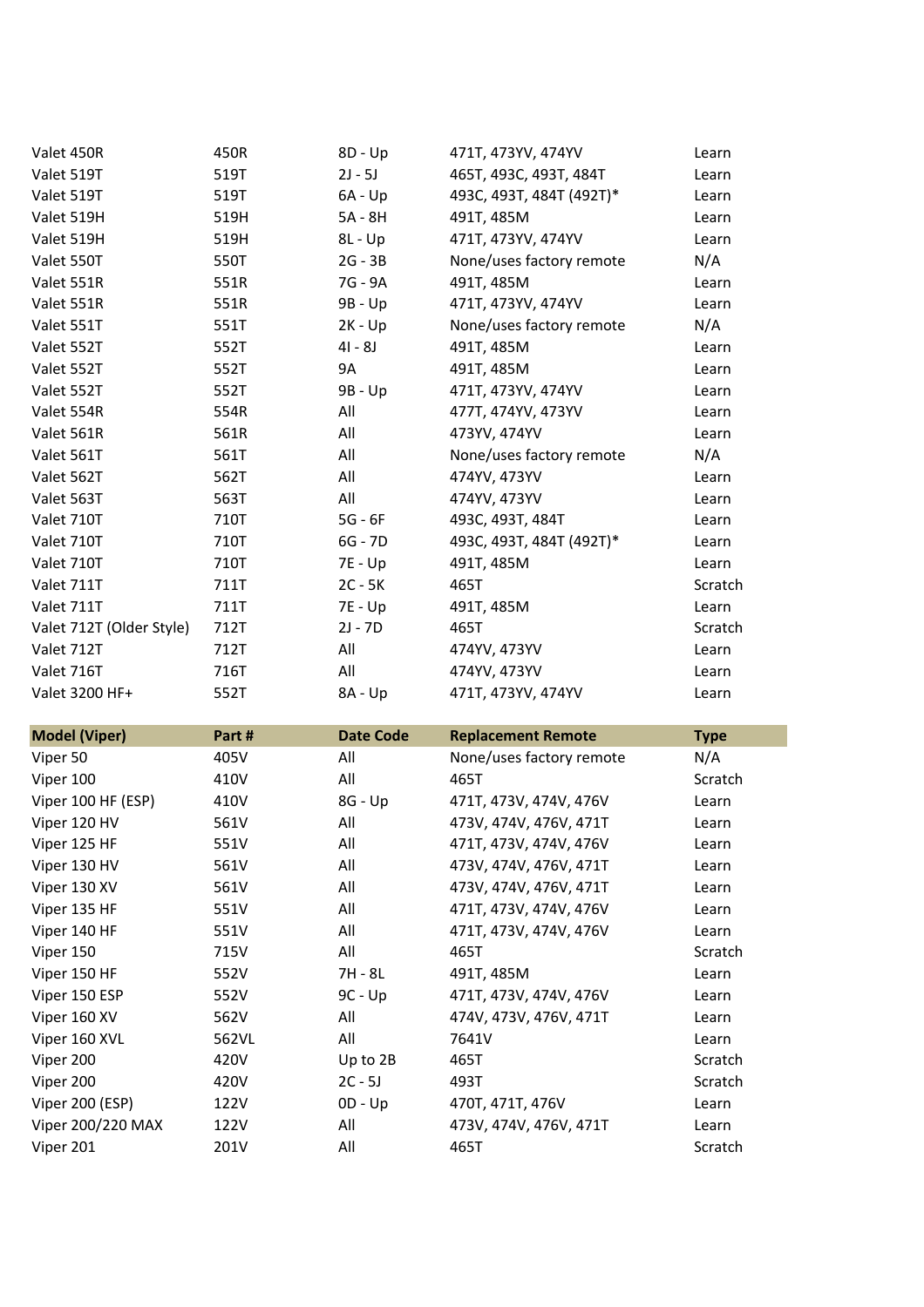| | | | | |
|---|---|---|---|---|
| Valet 450R | 450R | 8D - Up | 471T, 473YV, 474YV | Learn |
| Valet 519T | 519T | 2J - 5J | 465T, 493C, 493T, 484T | Learn |
| Valet 519T | 519T | 6A - Up | 493C, 493T, 484T (492T)* | Learn |
| Valet 519H | 519H | 5A - 8H | 491T, 485M | Learn |
| Valet 519H | 519H | 8L - Up | 471T, 473YV, 474YV | Learn |
| Valet 550T | 550T | 2G - 3B | None/uses factory remote | N/A |
| Valet 551R | 551R | 7G - 9A | 491T, 485M | Learn |
| Valet 551R | 551R | 9B - Up | 471T, 473YV, 474YV | Learn |
| Valet 551T | 551T | 2K - Up | None/uses factory remote | N/A |
| Valet 552T | 552T | 4I - 8J | 491T, 485M | Learn |
| Valet 552T | 552T | 9A | 491T, 485M | Learn |
| Valet 552T | 552T | 9B - Up | 471T, 473YV, 474YV | Learn |
| Valet 554R | 554R | All | 477T, 474YV, 473YV | Learn |
| Valet 561R | 561R | All | 473YV, 474YV | Learn |
| Valet 561T | 561T | All | None/uses factory remote | N/A |
| Valet 562T | 562T | All | 474YV, 473YV | Learn |
| Valet 563T | 563T | All | 474YV, 473YV | Learn |
| Valet 710T | 710T | 5G - 6F | 493C, 493T, 484T | Learn |
| Valet 710T | 710T | 6G - 7D | 493C, 493T, 484T (492T)* | Learn |
| Valet 710T | 710T | 7E - Up | 491T, 485M | Learn |
| Valet 711T | 711T | 2C - 5K | 465T | Scratch |
| Valet 711T | 711T | 7E - Up | 491T, 485M | Learn |
| Valet 712T (Older Style) | 712T | 2J - 7D | 465T | Scratch |
| Valet 712T | 712T | All | 474YV, 473YV | Learn |
| Valet 716T | 716T | All | 474YV, 473YV | Learn |
| Valet 3200 HF+ | 552T | 8A - Up | 471T, 473YV, 474YV | Learn |

| Model (Viper) | Part # | Date Code | Replacement Remote | Type |
|---|---|---|---|---|
| Viper 50 | 405V | All | None/uses factory remote | N/A |
| Viper 100 | 410V | All | 465T | Scratch |
| Viper 100 HF (ESP) | 410V | 8G - Up | 471T, 473V, 474V, 476V | Learn |
| Viper 120 HV | 561V | All | 473V, 474V, 476V, 471T | Learn |
| Viper 125 HF | 551V | All | 471T, 473V, 474V, 476V | Learn |
| Viper 130 HV | 561V | All | 473V, 474V, 476V, 471T | Learn |
| Viper 130 XV | 561V | All | 473V, 474V, 476V, 471T | Learn |
| Viper 135 HF | 551V | All | 471T, 473V, 474V, 476V | Learn |
| Viper 140 HF | 551V | All | 471T, 473V, 474V, 476V | Learn |
| Viper 150 | 715V | All | 465T | Scratch |
| Viper 150 HF | 552V | 7H - 8L | 491T, 485M | Learn |
| Viper 150 ESP | 552V | 9C - Up | 471T, 473V, 474V, 476V | Learn |
| Viper 160 XV | 562V | All | 474V, 473V, 476V, 471T | Learn |
| Viper 160 XVL | 562VL | All | 7641V | Learn |
| Viper 200 | 420V | Up to 2B | 465T | Scratch |
| Viper 200 | 420V | 2C - 5J | 493T | Scratch |
| Viper 200 (ESP) | 122V | 0D - Up | 470T, 471T, 476V | Learn |
| Viper 200/220 MAX | 122V | All | 473V, 474V, 476V, 471T | Learn |
| Viper 201 | 201V | All | 465T | Scratch |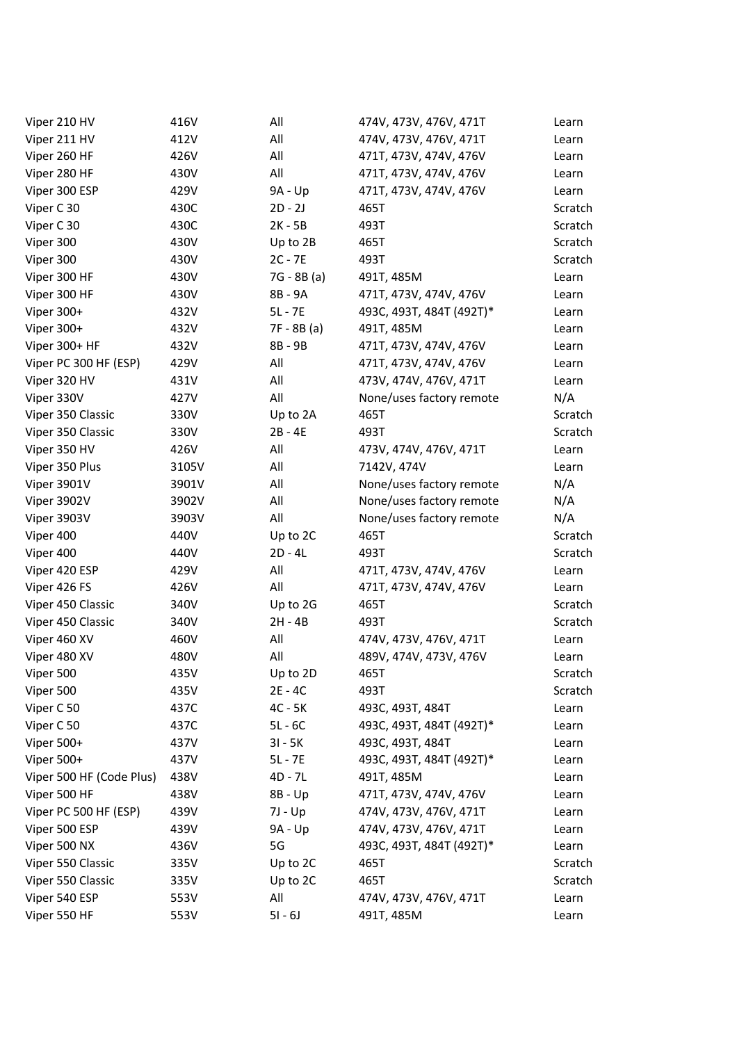| | | | | |
|---|---|---|---|---|
| Viper 210 HV | 416V | All | 474V, 473V, 476V, 471T | Learn |
| Viper 211 HV | 412V | All | 474V, 473V, 476V, 471T | Learn |
| Viper 260 HF | 426V | All | 471T, 473V, 474V, 476V | Learn |
| Viper 280 HF | 430V | All | 471T, 473V, 474V, 476V | Learn |
| Viper 300 ESP | 429V | 9A - Up | 471T, 473V, 474V, 476V | Learn |
| Viper C 30 | 430C | 2D - 2J | 465T | Scratch |
| Viper C 30 | 430C | 2K - 5B | 493T | Scratch |
| Viper 300 | 430V | Up to 2B | 465T | Scratch |
| Viper 300 | 430V | 2C - 7E | 493T | Scratch |
| Viper 300 HF | 430V | 7G - 8B (a) | 491T, 485M | Learn |
| Viper 300 HF | 430V | 8B - 9A | 471T, 473V, 474V, 476V | Learn |
| Viper 300+ | 432V | 5L - 7E | 493C, 493T, 484T (492T)* | Learn |
| Viper 300+ | 432V | 7F - 8B (a) | 491T, 485M | Learn |
| Viper 300+ HF | 432V | 8B - 9B | 471T, 473V, 474V, 476V | Learn |
| Viper PC 300 HF (ESP) | 429V | All | 471T, 473V, 474V, 476V | Learn |
| Viper 320 HV | 431V | All | 473V, 474V, 476V, 471T | Learn |
| Viper 330V | 427V | All | None/uses factory remote | N/A |
| Viper 350 Classic | 330V | Up to 2A | 465T | Scratch |
| Viper 350 Classic | 330V | 2B - 4E | 493T | Scratch |
| Viper 350 HV | 426V | All | 473V, 474V, 476V, 471T | Learn |
| Viper 350 Plus | 3105V | All | 7142V, 474V | Learn |
| Viper 3901V | 3901V | All | None/uses factory remote | N/A |
| Viper 3902V | 3902V | All | None/uses factory remote | N/A |
| Viper 3903V | 3903V | All | None/uses factory remote | N/A |
| Viper 400 | 440V | Up to 2C | 465T | Scratch |
| Viper 400 | 440V | 2D - 4L | 493T | Scratch |
| Viper 420 ESP | 429V | All | 471T, 473V, 474V, 476V | Learn |
| Viper 426 FS | 426V | All | 471T, 473V, 474V, 476V | Learn |
| Viper 450 Classic | 340V | Up to 2G | 465T | Scratch |
| Viper 450 Classic | 340V | 2H - 4B | 493T | Scratch |
| Viper 460 XV | 460V | All | 474V, 473V, 476V, 471T | Learn |
| Viper 480 XV | 480V | All | 489V, 474V, 473V, 476V | Learn |
| Viper 500 | 435V | Up to 2D | 465T | Scratch |
| Viper 500 | 435V | 2E - 4C | 493T | Scratch |
| Viper C 50 | 437C | 4C - 5K | 493C, 493T, 484T | Learn |
| Viper C 50 | 437C | 5L - 6C | 493C, 493T, 484T (492T)* | Learn |
| Viper 500+ | 437V | 3I - 5K | 493C, 493T, 484T | Learn |
| Viper 500+ | 437V | 5L - 7E | 493C, 493T, 484T (492T)* | Learn |
| Viper 500 HF (Code Plus) | 438V | 4D - 7L | 491T, 485M | Learn |
| Viper 500 HF | 438V | 8B - Up | 471T, 473V, 474V, 476V | Learn |
| Viper PC 500 HF (ESP) | 439V | 7J - Up | 474V, 473V, 476V, 471T | Learn |
| Viper 500 ESP | 439V | 9A - Up | 474V, 473V, 476V, 471T | Learn |
| Viper 500 NX | 436V | 5G | 493C, 493T, 484T (492T)* | Learn |
| Viper 550 Classic | 335V | Up to 2C | 465T | Scratch |
| Viper 550 Classic | 335V | Up to 2C | 465T | Scratch |
| Viper 540 ESP | 553V | All | 474V, 473V, 476V, 471T | Learn |
| Viper 550 HF | 553V | 5I - 6J | 491T, 485M | Learn |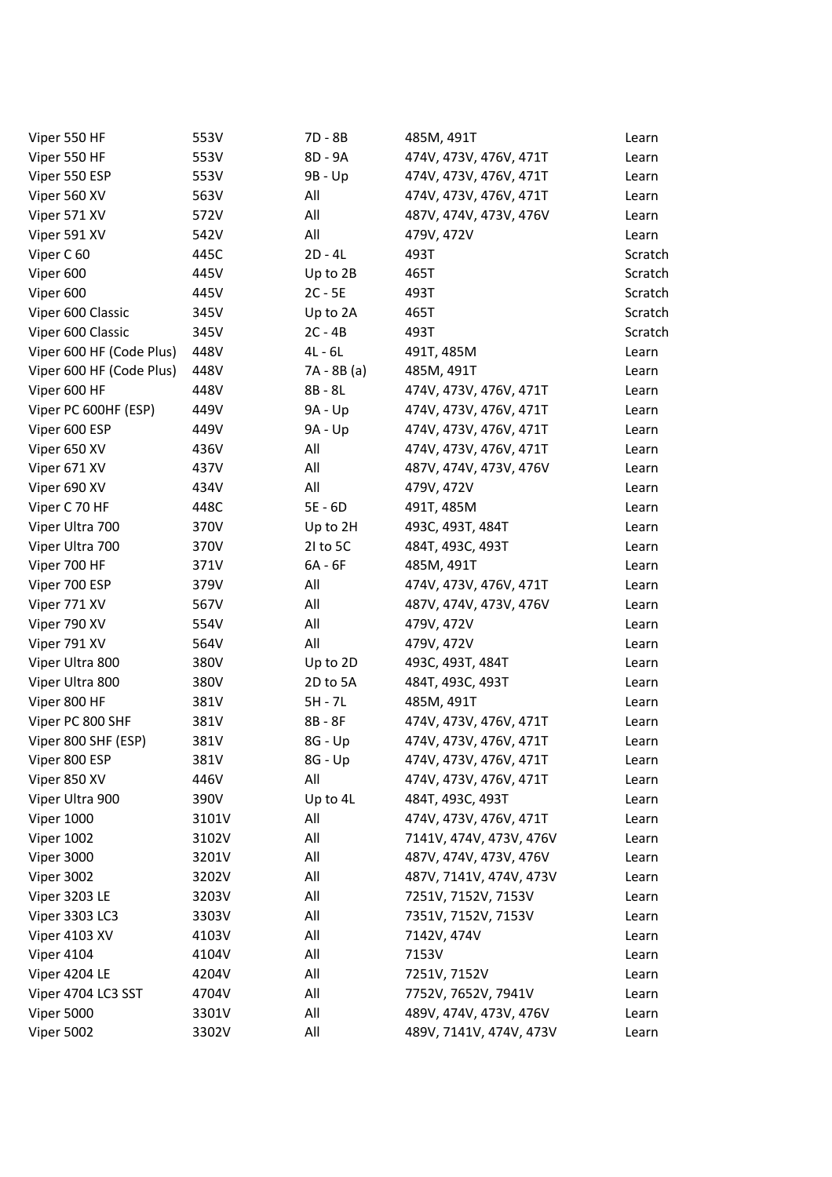| | | | | |
|---|---|---|---|---|
| Viper 550 HF | 553V | 7D - 8B | 485M, 491T | Learn |
| Viper 550 HF | 553V | 8D - 9A | 474V, 473V, 476V, 471T | Learn |
| Viper 550 ESP | 553V | 9B - Up | 474V, 473V, 476V, 471T | Learn |
| Viper 560 XV | 563V | All | 474V, 473V, 476V, 471T | Learn |
| Viper 571 XV | 572V | All | 487V, 474V, 473V, 476V | Learn |
| Viper 591 XV | 542V | All | 479V, 472V | Learn |
| Viper C 60 | 445C | 2D - 4L | 493T | Scratch |
| Viper 600 | 445V | Up to 2B | 465T | Scratch |
| Viper 600 | 445V | 2C - 5E | 493T | Scratch |
| Viper 600 Classic | 345V | Up to 2A | 465T | Scratch |
| Viper 600 Classic | 345V | 2C - 4B | 493T | Scratch |
| Viper 600 HF (Code Plus) | 448V | 4L - 6L | 491T, 485M | Learn |
| Viper 600 HF (Code Plus) | 448V | 7A - 8B (a) | 485M, 491T | Learn |
| Viper 600 HF | 448V | 8B - 8L | 474V, 473V, 476V, 471T | Learn |
| Viper PC 600HF (ESP) | 449V | 9A - Up | 474V, 473V, 476V, 471T | Learn |
| Viper 600 ESP | 449V | 9A - Up | 474V, 473V, 476V, 471T | Learn |
| Viper 650 XV | 436V | All | 474V, 473V, 476V, 471T | Learn |
| Viper 671 XV | 437V | All | 487V, 474V, 473V, 476V | Learn |
| Viper 690 XV | 434V | All | 479V, 472V | Learn |
| Viper C 70 HF | 448C | 5E - 6D | 491T, 485M | Learn |
| Viper Ultra 700 | 370V | Up to 2H | 493C, 493T, 484T | Learn |
| Viper Ultra 700 | 370V | 2I to 5C | 484T, 493C, 493T | Learn |
| Viper 700 HF | 371V | 6A - 6F | 485M, 491T | Learn |
| Viper 700 ESP | 379V | All | 474V, 473V, 476V, 471T | Learn |
| Viper 771 XV | 567V | All | 487V, 474V, 473V, 476V | Learn |
| Viper 790 XV | 554V | All | 479V, 472V | Learn |
| Viper 791 XV | 564V | All | 479V, 472V | Learn |
| Viper Ultra 800 | 380V | Up to 2D | 493C, 493T, 484T | Learn |
| Viper Ultra 800 | 380V | 2D to 5A | 484T, 493C, 493T | Learn |
| Viper 800 HF | 381V | 5H - 7L | 485M, 491T | Learn |
| Viper PC 800 SHF | 381V | 8B - 8F | 474V, 473V, 476V, 471T | Learn |
| Viper 800 SHF (ESP) | 381V | 8G - Up | 474V, 473V, 476V, 471T | Learn |
| Viper 800 ESP | 381V | 8G - Up | 474V, 473V, 476V, 471T | Learn |
| Viper 850 XV | 446V | All | 474V, 473V, 476V, 471T | Learn |
| Viper Ultra 900 | 390V | Up to 4L | 484T, 493C, 493T | Learn |
| Viper 1000 | 3101V | All | 474V, 473V, 476V, 471T | Learn |
| Viper 1002 | 3102V | All | 7141V, 474V, 473V, 476V | Learn |
| Viper 3000 | 3201V | All | 487V, 474V, 473V, 476V | Learn |
| Viper 3002 | 3202V | All | 487V, 7141V, 474V, 473V | Learn |
| Viper 3203 LE | 3203V | All | 7251V, 7152V, 7153V | Learn |
| Viper 3303 LC3 | 3303V | All | 7351V, 7152V, 7153V | Learn |
| Viper 4103 XV | 4103V | All | 7142V, 474V | Learn |
| Viper 4104 | 4104V | All | 7153V | Learn |
| Viper 4204 LE | 4204V | All | 7251V, 7152V | Learn |
| Viper 4704 LC3 SST | 4704V | All | 7752V, 7652V, 7941V | Learn |
| Viper 5000 | 3301V | All | 489V, 474V, 473V, 476V | Learn |
| Viper 5002 | 3302V | All | 489V, 7141V, 474V, 473V | Learn |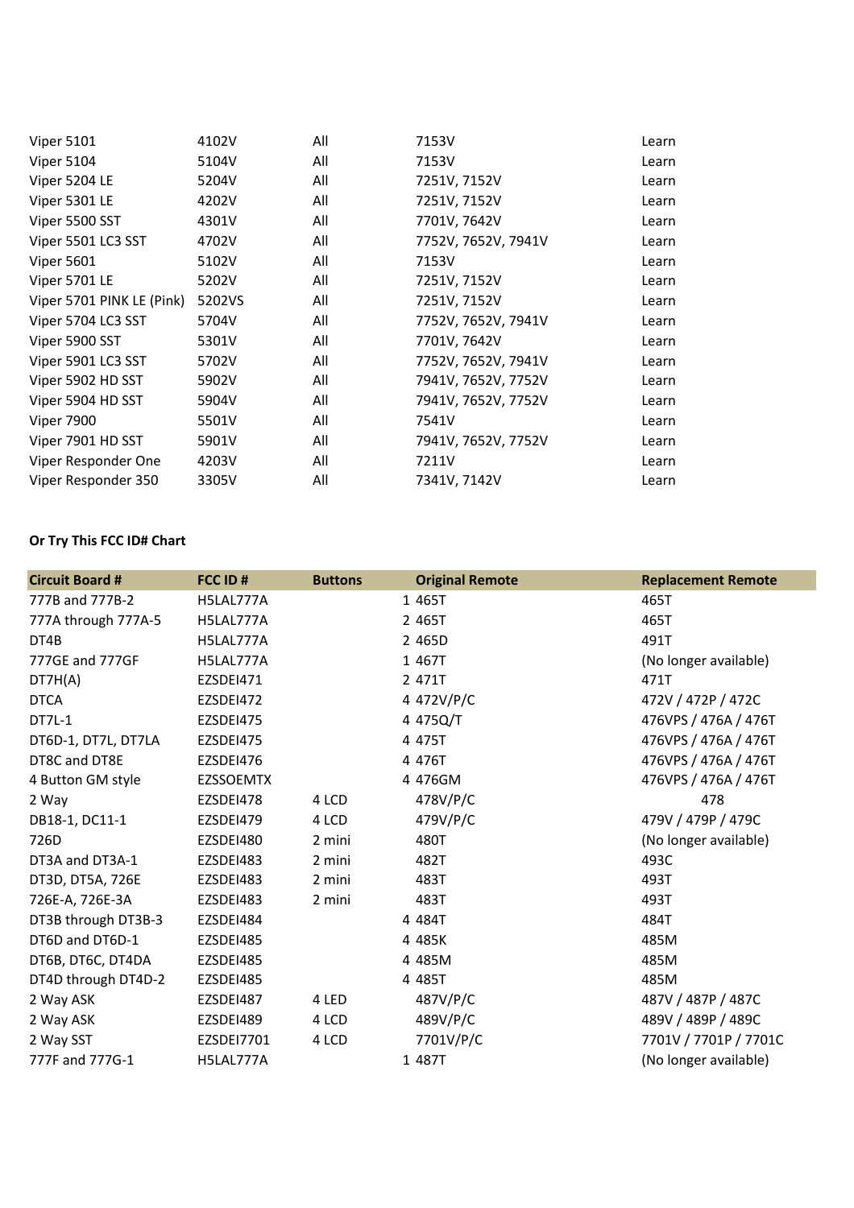| | | | | |
|---|---|---|---|---|
| Viper 5101 | 4102V | All | 7153V | Learn |
| Viper 5104 | 5104V | All | 7153V | Learn |
| Viper 5204 LE | 5204V | All | 7251V, 7152V | Learn |
| Viper 5301 LE | 4202V | All | 7251V, 7152V | Learn |
| Viper 5500 SST | 4301V | All | 7701V, 7642V | Learn |
| Viper 5501 LC3 SST | 4702V | All | 7752V, 7652V, 7941V | Learn |
| Viper 5601 | 5102V | All | 7153V | Learn |
| Viper 5701 LE | 5202V | All | 7251V, 7152V | Learn |
| Viper 5701 PINK LE (Pink) | 5202VS | All | 7251V, 7152V | Learn |
| Viper 5704 LC3 SST | 5704V | All | 7752V, 7652V, 7941V | Learn |
| Viper 5900 SST | 5301V | All | 7701V, 7642V | Learn |
| Viper 5901 LC3 SST | 5702V | All | 7752V, 7652V, 7941V | Learn |
| Viper 5902 HD SST | 5902V | All | 7941V, 7652V, 7752V | Learn |
| Viper 5904 HD SST | 5904V | All | 7941V, 7652V, 7752V | Learn |
| Viper 7900 | 5501V | All | 7541V | Learn |
| Viper 7901 HD SST | 5901V | All | 7941V, 7652V, 7752V | Learn |
| Viper Responder One | 4203V | All | 7211V | Learn |
| Viper Responder 350 | 3305V | All | 7341V, 7142V | Learn |

**Or Try This FCC ID# Chart**

| Circuit Board # | FCC ID # | Buttons | Original Remote | Replacement Remote |
|---|---|---|---|---|
| 777B and 777B-2 | H5LAL777A | 1 | 465T | 465T |
| 777A through 777A-5 | H5LAL777A | 2 | 465T | 465T |
| DT4B | H5LAL777A | 2 | 465D | 491T |
| 777GE and 777GF | H5LAL777A | 1 | 467T | (No longer available) |
| DT7H(A) | EZSDEI471 | 2 | 471T | 471T |
| DTCA | EZSDEI472 | 4 | 472V/P/C | 472V / 472P / 472C |
| DT7L-1 | EZSDEI475 | 4 | 475Q/T | 476VPS / 476A / 476T |
| DT6D-1, DT7L, DT7LA | EZSDEI475 | 4 | 475T | 476VPS / 476A / 476T |
| DT8C and DT8E | EZSDEI476 | 4 | 476T | 476VPS / 476A / 476T |
| 4 Button GM style | EZSSOEMTX | 4 | 476GM | 476VPS / 476A / 476T |
| 2 Way | EZSDEI478 | 4 LCD | 478V/P/C | 478 |
| DB18-1, DC11-1 | EZSDEI479 | 4 LCD | 479V/P/C | 479V / 479P / 479C |
| 726D | EZSDEI480 | 2 mini | 480T | (No longer available) |
| DT3A and DT3A-1 | EZSDEI483 | 2 mini | 482T | 493C |
| DT3D, DT5A, 726E | EZSDEI483 | 2 mini | 483T | 493T |
| 726E-A, 726E-3A | EZSDEI483 | 2 mini | 483T | 493T |
| DT3B through DT3B-3 | EZSDEI484 | 4 | 484T | 484T |
| DT6D and DT6D-1 | EZSDEI485 | 4 | 485K | 485M |
| DT6B, DT6C, DT4DA | EZSDEI485 | 4 | 485M | 485M |
| DT4D through DT4D-2 | EZSDEI485 | 4 | 485T | 485M |
| 2 Way ASK | EZSDEI487 | 4 LED | 487V/P/C | 487V / 487P / 487C |
| 2 Way ASK | EZSDEI489 | 4 LCD | 489V/P/C | 489V / 489P / 489C |
| 2 Way SST | EZSDEI7701 | 4 LCD | 7701V/P/C | 7701V / 7701P / 7701C |
| 777F and 777G-1 | H5LAL777A | 1 | 487T | (No longer available) |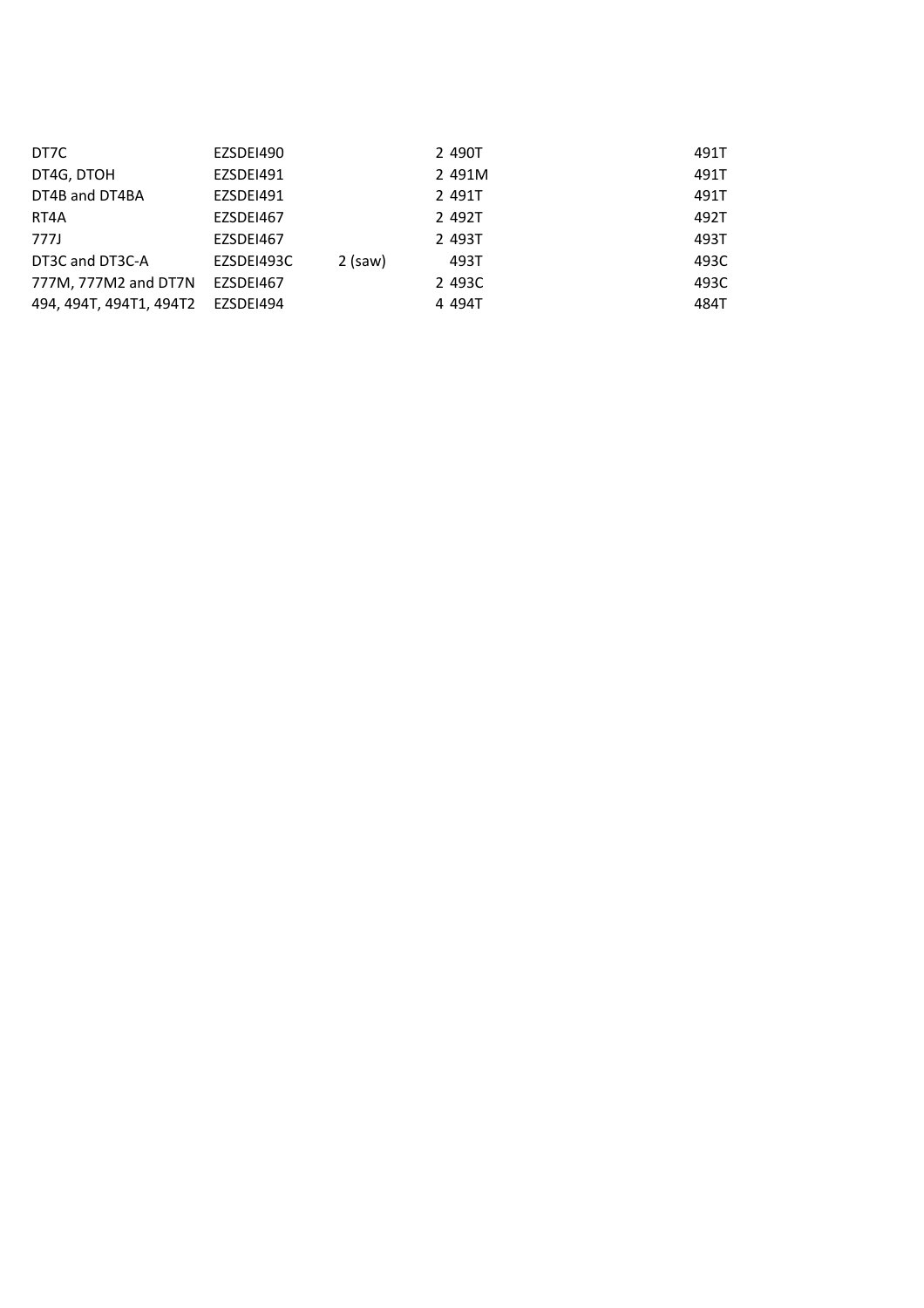| | | | | |
|---|---|---|---|---|
| DT7C | EZSDEI490 | 2 | 490T | 491T |
| DT4G, DTOH | EZSDEI491 | 2 | 491M | 491T |
| DT4B and DT4BA | EZSDEI491 | 2 | 491T | 491T |
| RT4A | EZSDEI467 | 2 | 492T | 492T |
| 777J | EZSDEI467 | 2 | 493T | 493T |
| DT3C and DT3C-A | EZSDEI493C | 2 (saw) | 493T | 493C |
| 777M, 777M2 and DT7N | EZSDEI467 | 2 | 493C | 493C |
| 494, 494T, 494T1, 494T2 | EZSDEI494 | 4 | 494T | 484T |